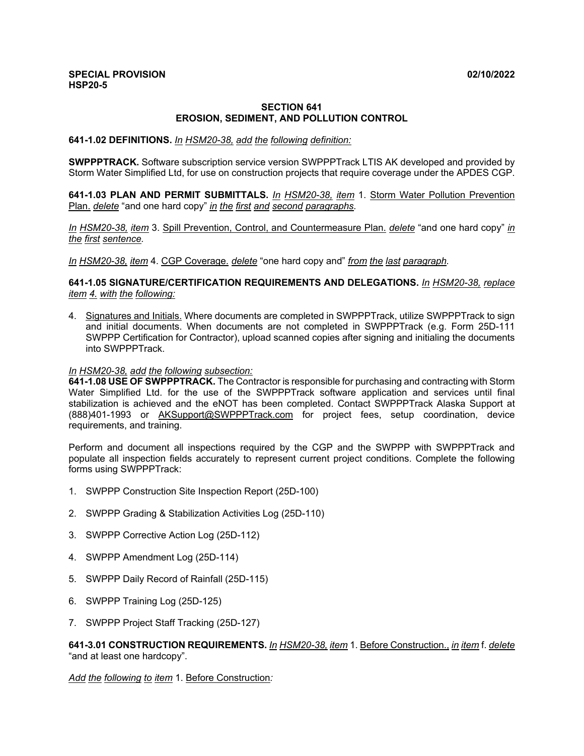**SPECIAL PROVISION** **02/10/2022**
**HSP20-5**

# SECTION 641
## EROSION, SEDIMENT, AND POLLUTION CONTROL

**641-1.02 DEFINITIONS.** *In HSM20-38, add the following definition:*

**SWPPPTRACK.** Software subscription service version SWPPPTrack LTIS AK developed and provided by Storm Water Simplified Ltd, for use on construction projects that require coverage under the APDES CGP.

**641-1.03 PLAN AND PERMIT SUBMITTALS.** *In HSM20-38, item* 1. Storm Water Pollution Prevention Plan. *delete* "and one hard copy" *in the first and second paragraphs.*

*In HSM20-38, item* 3. Spill Prevention, Control, and Countermeasure Plan. *delete* "and one hard copy" *in the first sentence.*

*In HSM20-38, item* 4. CGP Coverage. *delete* "one hard copy and" *from the last paragraph.*

**641-1.05 SIGNATURE/CERTIFICATION REQUIREMENTS AND DELEGATIONS.** *In HSM20-38, replace item 4. with the following:*

4. Signatures and Initials. Where documents are completed in SWPPPTrack, utilize SWPPPTrack to sign and initial documents. When documents are not completed in SWPPPTrack (e.g. Form 25D-111 SWPPP Certification for Contractor), upload scanned copies after signing and initialing the documents into SWPPPTrack.

*In HSM20-38, add the following subsection:*
**641-1.08 USE OF SWPPPTRACK.** The Contractor is responsible for purchasing and contracting with Storm Water Simplified Ltd. for the use of the SWPPPTrack software application and services until final stabilization is achieved and the eNOT has been completed. Contact SWPPPTrack Alaska Support at (888)401-1993 or AKSupport@SWPPPTrack.com for project fees, setup coordination, device requirements, and training.

Perform and document all inspections required by the CGP and the SWPPP with SWPPPTrack and populate all inspection fields accurately to represent current project conditions. Complete the following forms using SWPPPTrack:

1. SWPPP Construction Site Inspection Report (25D-100)
2. SWPPP Grading & Stabilization Activities Log (25D-110)
3. SWPPP Corrective Action Log (25D-112)
4. SWPPP Amendment Log (25D-114)
5. SWPPP Daily Record of Rainfall (25D-115)
6. SWPPP Training Log (25D-125)
7. SWPPP Project Staff Tracking (25D-127)

**641-3.01 CONSTRUCTION REQUIREMENTS.** *In HSM20-38, item* 1. Before Construction., *in item* f. *delete* "and at least one hardcopy".

*Add the following to item* 1. Before Construction*:*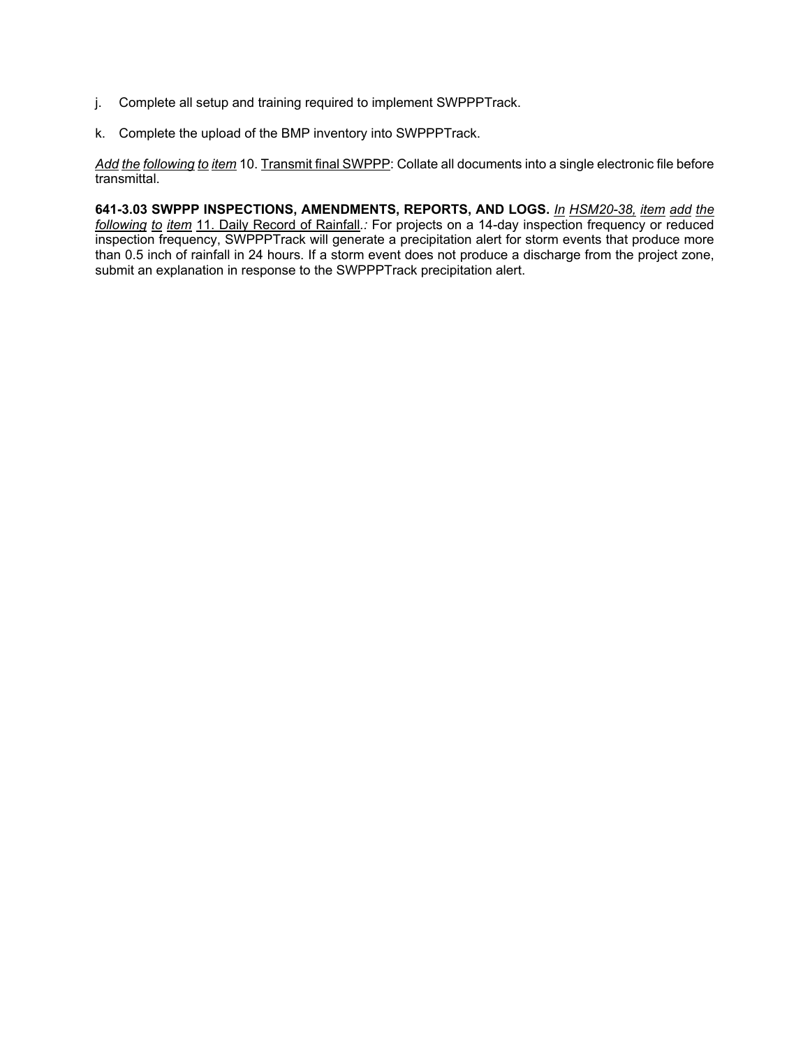j. Complete all setup and training required to implement SWPPPTrack.

k. Complete the upload of the BMP inventory into SWPPPTrack.

*Add the following to item* 10. Transmit final SWPPP: Collate all documents into a single electronic file before transmittal.

**641-3.03 SWPPP INSPECTIONS, AMENDMENTS, REPORTS, AND LOGS.** *In HSM20-38, item add the following to item* 11. Daily Record of Rainfall.*:* For projects on a 14-day inspection frequency or reduced inspection frequency, SWPPPTrack will generate a precipitation alert for storm events that produce more than 0.5 inch of rainfall in 24 hours. If a storm event does not produce a discharge from the project zone, submit an explanation in response to the SWPPPTrack precipitation alert.